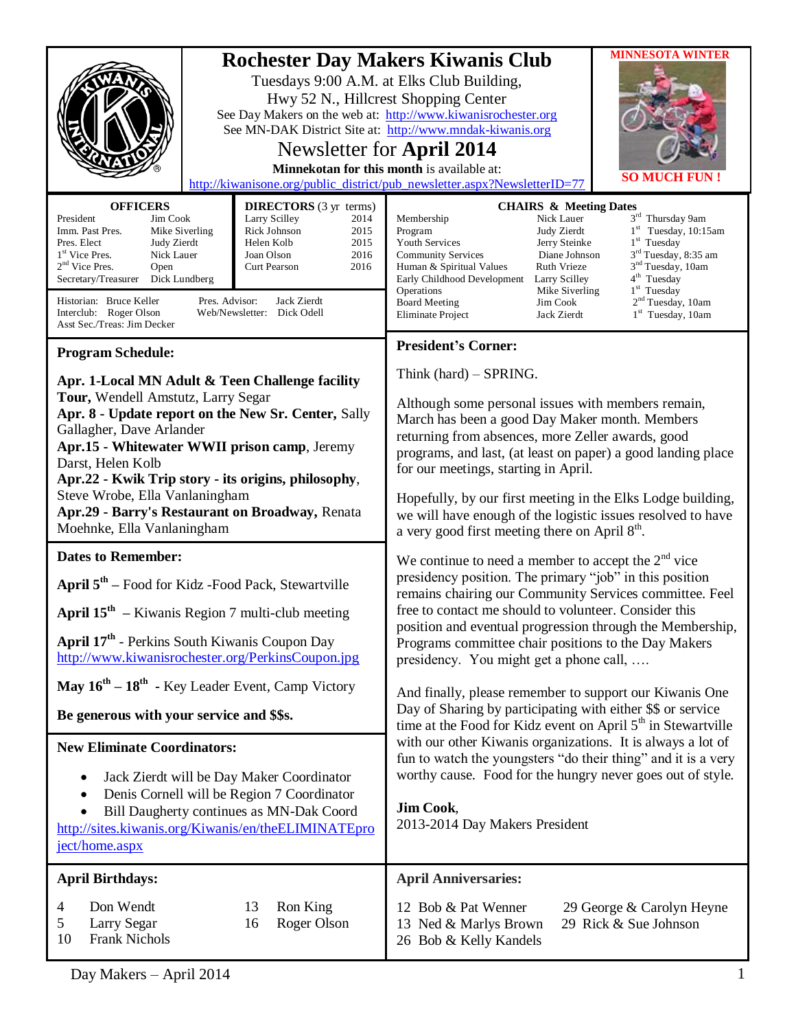# Rochester Day Makers Kiwanis Club

Tuesdays 9:00 A.M. at Elks Club Building,
Hwy 52 N., Hillcrest Shopping Center
See Day Makers on the web at: http://www.kiwanisrochester.org
See MN-DAK District Site at: http://www.mndak-kiwanis.org

## Newsletter for April 2014

**Minnekotan for this month** is available at:
http://kiwanisone.org/public_district/pub_newsletter.aspx?NewsletterID=77

**MINNESOTA WINTER**

**SO MUCH FUN !**

| **OFFICERS** | |
|---|---|
| President | Jim Cook |
| Imm. Past Pres. | Mike Siverling |
| Pres. Elect | Judy Zierdt |
| 1st Vice Pres. | Nick Lauer |
| 2nd Vice Pres. | Open |
| Secretary/Treasurer | Dick Lundberg |

| **DIRECTORS** (3 yr terms) | |
|---|---|
| Larry Scilley | 2014 |
| Rick Johnson | 2015 |
| Helen Kolb | 2015 |
| Joan Olson | 2016 |
| Curt Pearson | 2016 |

Historian: Bruce Keller
Interclub: Roger Olson
Asst Sec./Treas: Jim Decker
Pres. Advisor: Jack Zierdt
Web/Newsletter: Dick Odell

| **CHAIRS & Meeting Dates** | | |
|---|---|---|
| Membership | Nick Lauer | 3rd Thursday 9am |
| Program | Judy Zierdt | 1st Tuesday, 10:15am |
| Youth Services | Jerry Steinke | 1st Tuesday |
| Community Services | Diane Johnson | 3rd Tuesday, 8:35 am |
| Human & Spiritual Values | Ruth Vrieze | 3rd Tuesday, 10am |
| Early Childhood Development | Larry Scilley | 4th Tuesday |
| Operations | Mike Siverling | 1st Tuesday |
| Board Meeting | Jim Cook | 2nd Tuesday, 10am |
| Eliminate Project | Jack Zierdt | 1st Tuesday, 10am |

### Program Schedule:

**Apr. 1-Local MN Adult & Teen Challenge facility Tour,** Wendell Amstutz, Larry Segar
**Apr. 8 - Update report on the New Sr. Center,** Sally Gallagher, Dave Arlander
**Apr.15 - Whitewater WWII prison camp**, Jeremy Darst, Helen Kolb
**Apr.22 - Kwik Trip story - its origins, philosophy**, Steve Wrobe, Ella Vanlaningham
**Apr.29 - Barry's Restaurant on Broadway,** Renata Moehnke, Ella Vanlaningham

### Dates to Remember:

**April 5th** – Food for Kidz -Food Pack, Stewartville

**April 15th** – Kiwanis Region 7 multi-club meeting

**April 17th** - Perkins South Kiwanis Coupon Day
http://www.kiwanisrochester.org/PerkinsCoupon.jpg

**May 16th – 18th** - Key Leader Event, Camp Victory

**Be generous with your service and $$s.**

### New Eliminate Coordinators:

- Jack Zierdt will be Day Maker Coordinator
- Denis Cornell will be Region 7 Coordinator
- Bill Daugherty continues as MN-Dak Coord

http://sites.kiwanis.org/Kiwanis/en/theELIMINATEproject/home.aspx

### President's Corner:

Think (hard) – SPRING.

Although some personal issues with members remain, March has been a good Day Maker month. Members returning from absences, more Zeller awards, good programs, and last, (at least on paper) a good landing place for our meetings, starting in April.

Hopefully, by our first meeting in the Elks Lodge building, we will have enough of the logistic issues resolved to have a very good first meeting there on April 8th.

We continue to need a member to accept the 2nd vice presidency position. The primary "job" in this position remains chairing our Community Services committee. Feel free to contact me should to volunteer. Consider this position and eventual progression through the Membership, Programs committee chair positions to the Day Makers presidency. You might get a phone call, ….

And finally, please remember to support our Kiwanis One Day of Sharing by participating with either $$ or service time at the Food for Kidz event on April 5th in Stewartville with our other Kiwanis organizations. It is always a lot of fun to watch the youngsters "do their thing" and it is a very worthy cause. Food for the hungry never goes out of style.

**Jim Cook**,
2013-2014 Day Makers President

### April Birthdays:

| | |
|---|---|
| 4 | Don Wendt |
| 5 | Larry Segar |
| 10 | Frank Nichols |
| 13 | Ron King |
| 16 | Roger Olson |

### April Anniversaries:

| | |
|---|---|
| 12 | Bob & Pat Wenner |
| 13 | Ned & Marlys Brown |
| 26 | Bob & Kelly Kandels |
| 29 | George & Carolyn Heyne |
| 29 | Rick & Sue Johnson |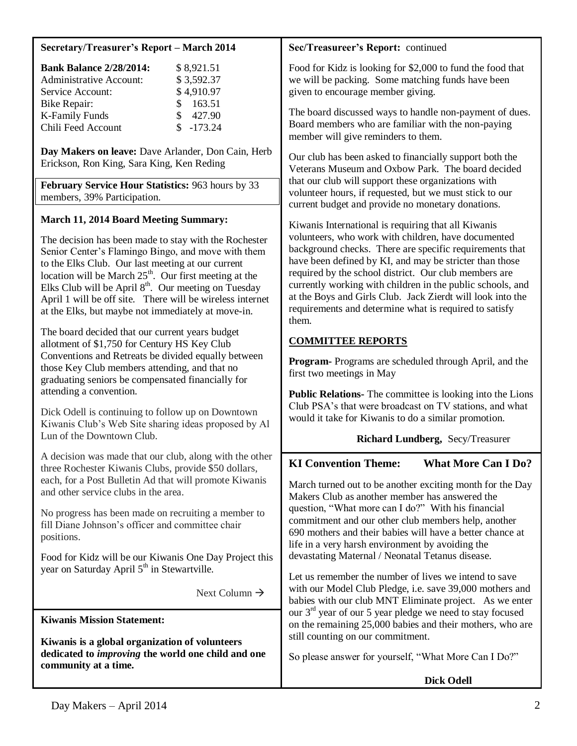### Secretary/Treasurer's Report – March 2014

| | |
|---|---|
| **Bank Balance 2/28/2014:** | $ 8,921.51 |
| Administrative Account: | $ 3,592.37 |
| Service Account: | $ 4,910.97 |
| Bike Repair: | $ 163.51 |
| K-Family Funds | $ 427.90 |
| Chili Feed Account | $ -173.24 |

**Day Makers on leave:** Dave Arlander, Don Cain, Herb Erickson, Ron King, Sara King, Ken Reding

**February Service Hour Statistics:** 963 hours by 33 members, 39% Participation.

**March 11, 2014 Board Meeting Summary:**

The decision has been made to stay with the Rochester Senior Center's Flamingo Bingo, and move with them to the Elks Club. Our last meeting at our current location will be March 25th. Our first meeting at the Elks Club will be April 8th. Our meeting on Tuesday April 1 will be off site. There will be wireless internet at the Elks, but maybe not immediately at move-in.

The board decided that our current years budget allotment of $1,750 for Century HS Key Club Conventions and Retreats be divided equally between those Key Club members attending, and that no graduating seniors be compensated financially for attending a convention.

Dick Odell is continuing to follow up on Downtown Kiwanis Club's Web Site sharing ideas proposed by Al Lun of the Downtown Club.

A decision was made that our club, along with the other three Rochester Kiwanis Clubs, provide $50 dollars, each, for a Post Bulletin Ad that will promote Kiwanis and other service clubs in the area.

No progress has been made on recruiting a member to fill Diane Johnson's officer and committee chair positions.

Food for Kidz will be our Kiwanis One Day Project this year on Saturday April 5th in Stewartville.

Next Column →

**Sec/Treasureer's Report:** continued

Food for Kidz is looking for $2,000 to fund the food that we will be packing. Some matching funds have been given to encourage member giving.

The board discussed ways to handle non-payment of dues. Board members who are familiar with the non-paying member will give reminders to them.

Our club has been asked to financially support both the Veterans Museum and Oxbow Park. The board decided that our club will support these organizations with volunteer hours, if requested, but we must stick to our current budget and provide no monetary donations.

Kiwanis International is requiring that all Kiwanis volunteers, who work with children, have documented background checks. There are specific requirements that have been defined by KI, and may be stricter than those required by the school district. Our club members are currently working with children in the public schools, and at the Boys and Girls Club. Jack Zierdt will look into the requirements and determine what is required to satisfy them.

**COMMITTEE REPORTS**

**Program-** Programs are scheduled through April, and the first two meetings in May

**Public Relations-** The committee is looking into the Lions Club PSA's that were broadcast on TV stations, and what would it take for Kiwanis to do a similar promotion.

**Richard Lundberg,** Secy/Treasurer

**Kiwanis Mission Statement:**

**Kiwanis is a global organization of volunteers dedicated to *improving* the world one child and one community at a time.**

### KI Convention Theme: What More Can I Do?

March turned out to be another exciting month for the Day Makers Club as another member has answered the question, "What more can I do?" With his financial commitment and our other club members help, another 690 mothers and their babies will have a better chance at life in a very harsh environment by avoiding the devastating Maternal / Neonatal Tetanus disease.

Let us remember the number of lives we intend to save with our Model Club Pledge, i.e. save 39,000 mothers and babies with our club MNT Eliminate project. As we enter our 3rd year of our 5 year pledge we need to stay focused on the remaining 25,000 babies and their mothers, who are still counting on our commitment.

So please answer for yourself, "What More Can I Do?"

**Dick Odell**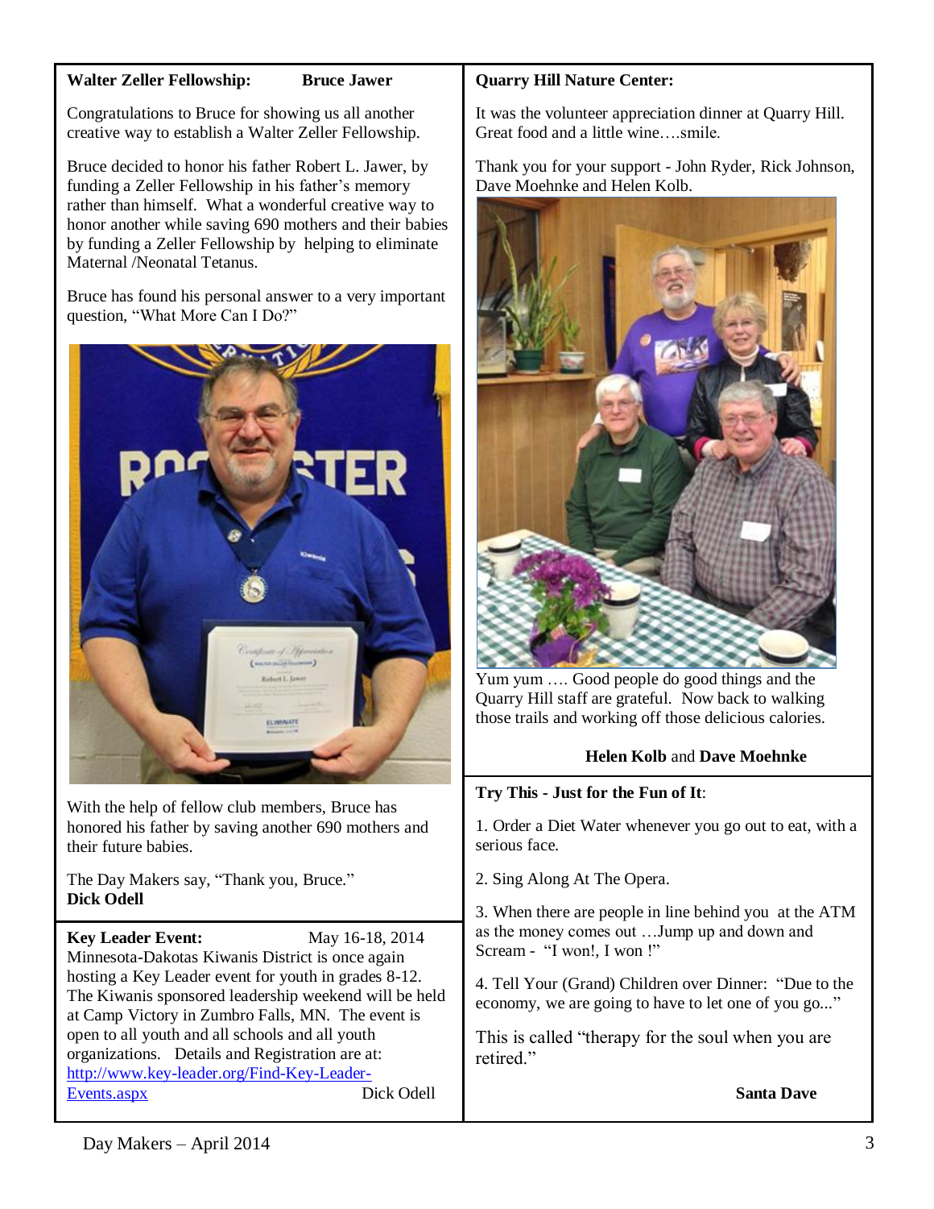**Walter Zeller Fellowship:** **Bruce Jawer**

Congratulations to Bruce for showing us all another creative way to establish a Walter Zeller Fellowship.

Bruce decided to honor his father Robert L. Jawer, by funding a Zeller Fellowship in his father's memory rather than himself. What a wonderful creative way to honor another while saving 690 mothers and their babies by funding a Zeller Fellowship by helping to eliminate Maternal /Neonatal Tetanus.

Bruce has found his personal answer to a very important question, "What More Can I Do?"

With the help of fellow club members, Bruce has honored his father by saving another 690 mothers and their future babies.

The Day Makers say, "Thank you, Bruce."
**Dick Odell**

**Key Leader Event:** May 16-18, 2014
Minnesota-Dakotas Kiwanis District is once again hosting a Key Leader event for youth in grades 8-12. The Kiwanis sponsored leadership weekend will be held at Camp Victory in Zumbro Falls, MN. The event is open to all youth and all schools and all youth organizations. Details and Registration are at: [http://www.key-leader.org/Find-Key-Leader-Events.aspx](http://www.key-leader.org/Find-Key-Leader-Events.aspx)

Dick Odell

**Quarry Hill Nature Center:**

It was the volunteer appreciation dinner at Quarry Hill. Great food and a little wine….smile.

Thank you for your support - John Ryder, Rick Johnson, Dave Moehnke and Helen Kolb.

Yum yum …. Good people do good things and the Quarry Hill staff are grateful. Now back to walking those trails and working off those delicious calories.

**Helen Kolb** and **Dave Moehnke**

**Try This - Just for the Fun of It**:

1. Order a Diet Water whenever you go out to eat, with a serious face.

2. Sing Along At The Opera.

3. When there are people in line behind you at the ATM as the money comes out …Jump up and down and Scream - "I won!, I won !"

4. Tell Your (Grand) Children over Dinner: "Due to the economy, we are going to have to let one of you go..."

This is called "therapy for the soul when you are retired."

**Santa Dave**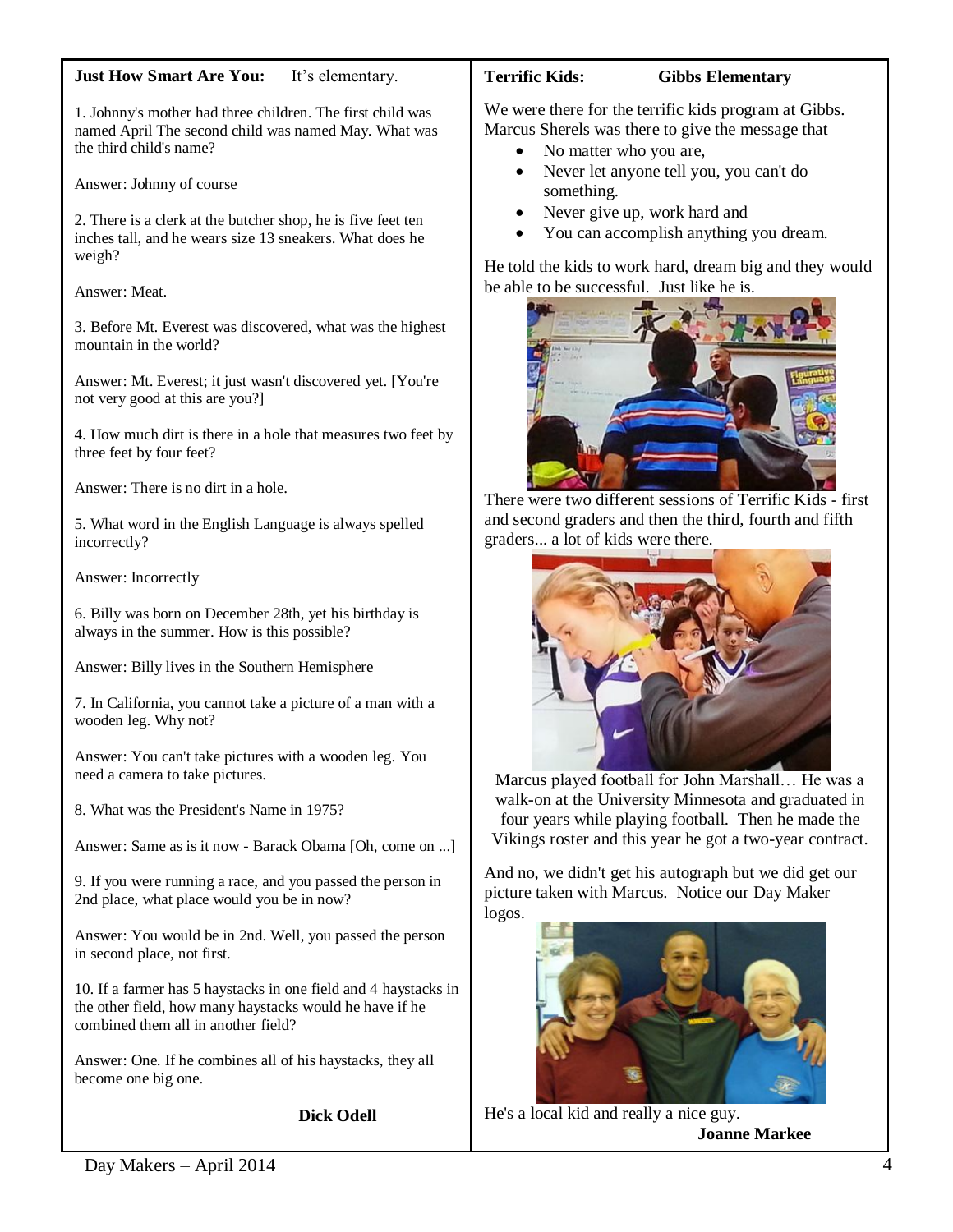**Just How Smart Are You:** It's elementary.

1. Johnny's mother had three children. The first child was named April The second child was named May. What was the third child's name?

Answer: Johnny of course

2. There is a clerk at the butcher shop, he is five feet ten inches tall, and he wears size 13 sneakers. What does he weigh?

Answer: Meat.

3. Before Mt. Everest was discovered, what was the highest mountain in the world?

Answer: Mt. Everest; it just wasn't discovered yet. [You're not very good at this are you?]

4. How much dirt is there in a hole that measures two feet by three feet by four feet?

Answer: There is no dirt in a hole.

5. What word in the English Language is always spelled incorrectly?

Answer: Incorrectly

6. Billy was born on December 28th, yet his birthday is always in the summer. How is this possible?

Answer: Billy lives in the Southern Hemisphere

7. In California, you cannot take a picture of a man with a wooden leg. Why not?

Answer: You can't take pictures with a wooden leg. You need a camera to take pictures.

8. What was the President's Name in 1975?

Answer: Same as is it now - Barack Obama [Oh, come on ...]

9. If you were running a race, and you passed the person in 2nd place, what place would you be in now?

Answer: You would be in 2nd. Well, you passed the person in second place, not first.

10. If a farmer has 5 haystacks in one field and 4 haystacks in the other field, how many haystacks would he have if he combined them all in another field?

Answer: One. If he combines all of his haystacks, they all become one big one.

**Dick Odell**

**Terrific Kids: Gibbs Elementary**

We were there for the terrific kids program at Gibbs. Marcus Sherels was there to give the message that

- No matter who you are,
- Never let anyone tell you, you can't do something.
- Never give up, work hard and
- You can accomplish anything you dream.

He told the kids to work hard, dream big and they would be able to be successful. Just like he is.

There were two different sessions of Terrific Kids - first and second graders and then the third, fourth and fifth graders... a lot of kids were there.

Marcus played football for John Marshall… He was a walk-on at the University Minnesota and graduated in four years while playing football. Then he made the Vikings roster and this year he got a two-year contract.

And no, we didn't get his autograph but we did get our picture taken with Marcus. Notice our Day Maker logos.

He's a local kid and really a nice guy.

**Joanne Markee**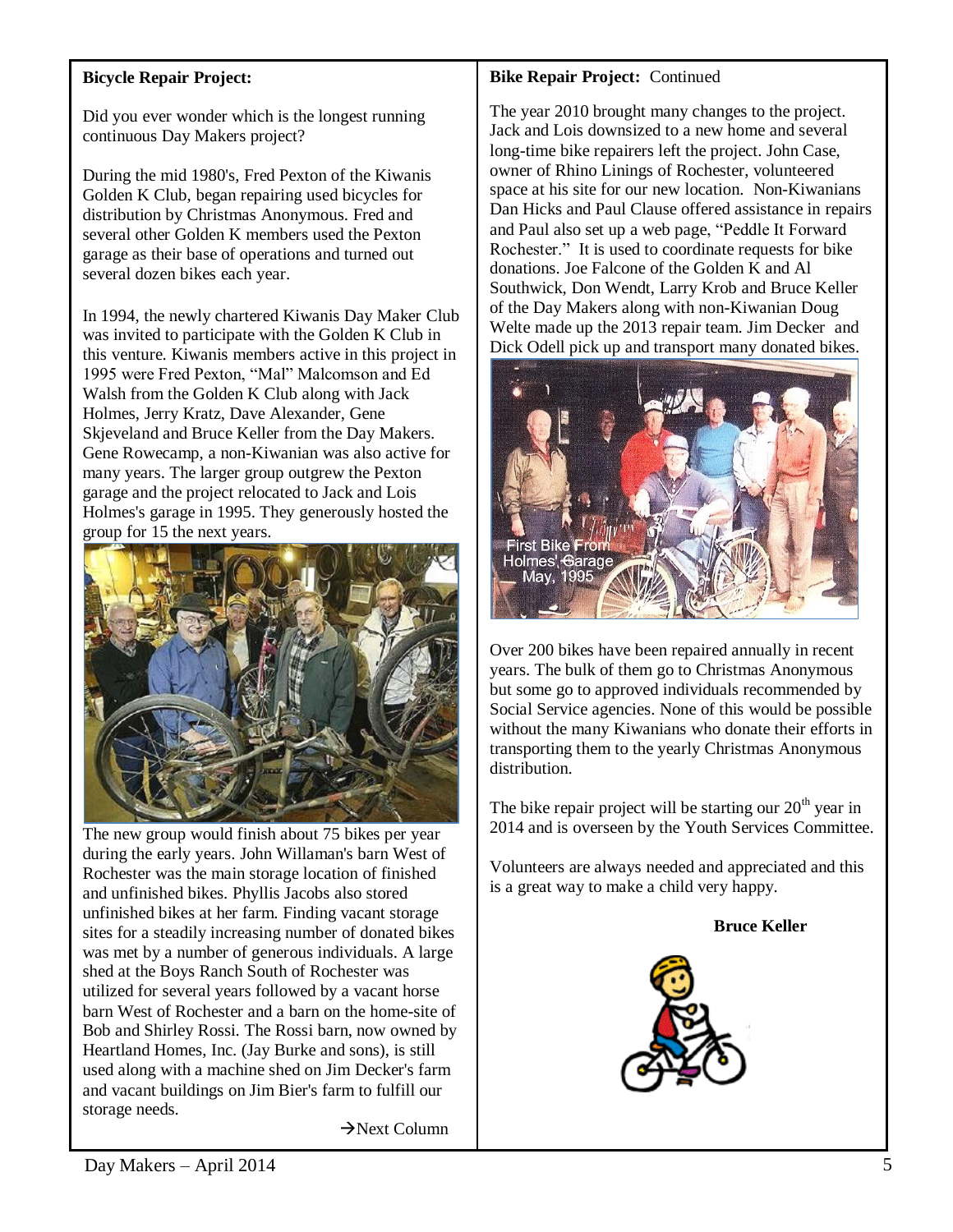**Bicycle Repair Project:**

Did you ever wonder which is the longest running continuous Day Makers project?

During the mid 1980's, Fred Pexton of the Kiwanis Golden K Club, began repairing used bicycles for distribution by Christmas Anonymous. Fred and several other Golden K members used the Pexton garage as their base of operations and turned out several dozen bikes each year.

In 1994, the newly chartered Kiwanis Day Maker Club was invited to participate with the Golden K Club in this venture. Kiwanis members active in this project in 1995 were Fred Pexton, "Mal" Malcomson and Ed Walsh from the Golden K Club along with Jack Holmes, Jerry Kratz, Dave Alexander, Gene Skjeveland and Bruce Keller from the Day Makers. Gene Rowecamp, a non-Kiwanian was also active for many years. The larger group outgrew the Pexton garage and the project relocated to Jack and Lois Holmes's garage in 1995. They generously hosted the group for 15 the next years.

The new group would finish about 75 bikes per year during the early years. John Willaman's barn West of Rochester was the main storage location of finished and unfinished bikes. Phyllis Jacobs also stored unfinished bikes at her farm. Finding vacant storage sites for a steadily increasing number of donated bikes was met by a number of generous individuals. A large shed at the Boys Ranch South of Rochester was utilized for several years followed by a vacant horse barn West of Rochester and a barn on the home-site of Bob and Shirley Rossi. The Rossi barn, now owned by Heartland Homes, Inc. (Jay Burke and sons), is still used along with a machine shed on Jim Decker's farm and vacant buildings on Jim Bier's farm to fulfill our storage needs.

→Next Column

**Bike Repair Project:** Continued

The year 2010 brought many changes to the project. Jack and Lois downsized to a new home and several long-time bike repairers left the project. John Case, owner of Rhino Linings of Rochester, volunteered space at his site for our new location. Non-Kiwanians Dan Hicks and Paul Clause offered assistance in repairs and Paul also set up a web page, "Peddle It Forward Rochester." It is used to coordinate requests for bike donations. Joe Falcone of the Golden K and Al Southwick, Don Wendt, Larry Krob and Bruce Keller of the Day Makers along with non-Kiwanian Doug Welte made up the 2013 repair team. Jim Decker and Dick Odell pick up and transport many donated bikes.

First Bike From Holmes' Garage May, 1995

Over 200 bikes have been repaired annually in recent years. The bulk of them go to Christmas Anonymous but some go to approved individuals recommended by Social Service agencies. None of this would be possible without the many Kiwanians who donate their efforts in transporting them to the yearly Christmas Anonymous distribution.

The bike repair project will be starting our 20th year in 2014 and is overseen by the Youth Services Committee.

Volunteers are always needed and appreciated and this is a great way to make a child very happy.

**Bruce Keller**